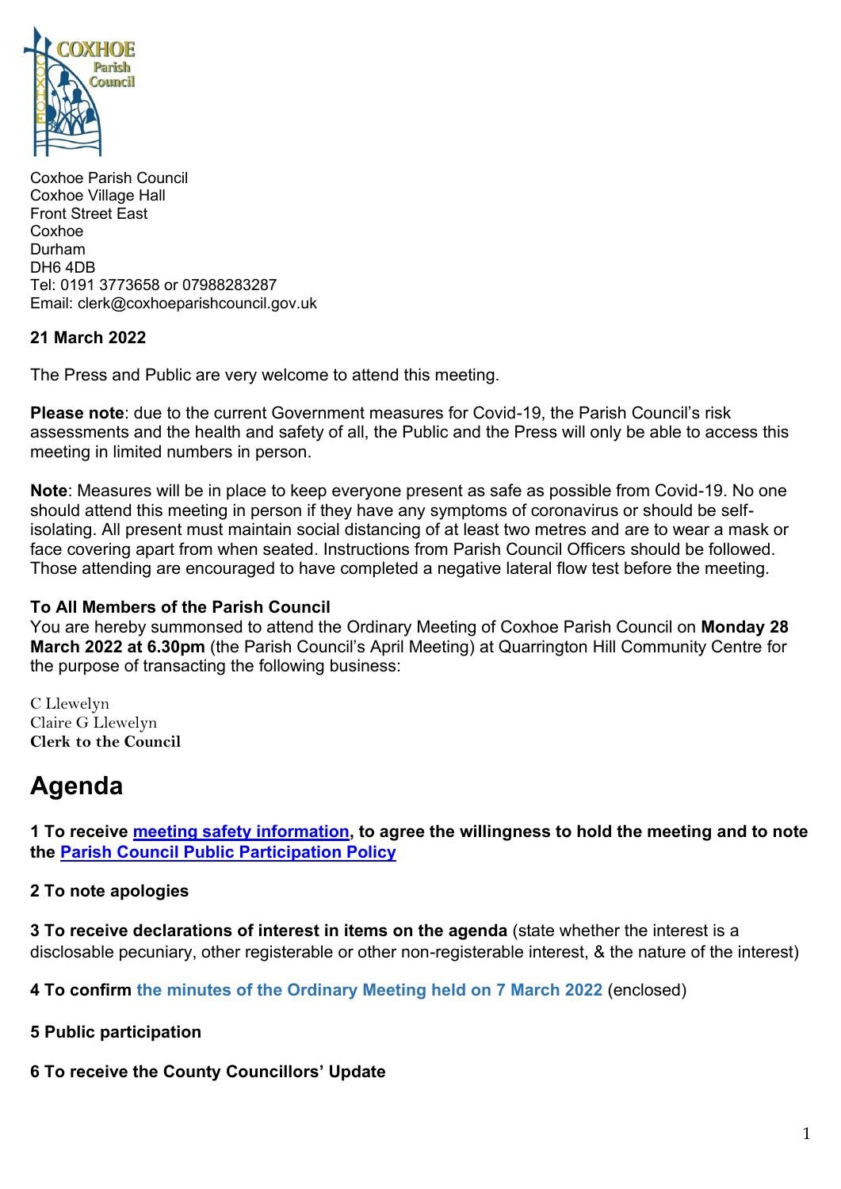Coxhoe Parish Council
Coxhoe Village Hall
Front Street East
Coxhoe
Durham
DH6 4DB
Tel: 0191 3773658 or 07988283287
Email: clerk@coxhoeparishcouncil.gov.uk

**21 March 2022**

The Press and Public are very welcome to attend this meeting.

**Please note**: due to the current Government measures for Covid-19, the Parish Council's risk assessments and the health and safety of all, the Public and the Press will only be able to access this meeting in limited numbers in person.

**Note**: Measures will be in place to keep everyone present as safe as possible from Covid-19. No one should attend this meeting in person if they have any symptoms of coronavirus or should be self-isolating. All present must maintain social distancing of at least two metres and are to wear a mask or face covering apart from when seated. Instructions from Parish Council Officers should be followed. Those attending are encouraged to have completed a negative lateral flow test before the meeting.

**To All Members of the Parish Council**
You are hereby summonsed to attend the Ordinary Meeting of Coxhoe Parish Council on **Monday 28 March 2022 at 6.30pm** (the Parish Council's April Meeting) at Quarrington Hill Community Centre for the purpose of transacting the following business:

C Llewelyn
Claire G Llewelyn
**Clerk to the Council**

# Agenda

**1 To receive meeting safety information, to agree the willingness to hold the meeting and to note the Parish Council Public Participation Policy**

**2 To note apologies**

**3 To receive declarations of interest in items on the agenda** (state whether the interest is a disclosable pecuniary, other registerable or other non-registerable interest, & the nature of the interest)

**4 To confirm the minutes of the Ordinary Meeting held on 7 March 2022** (enclosed)

**5 Public participation**

**6 To receive the County Councillors' Update**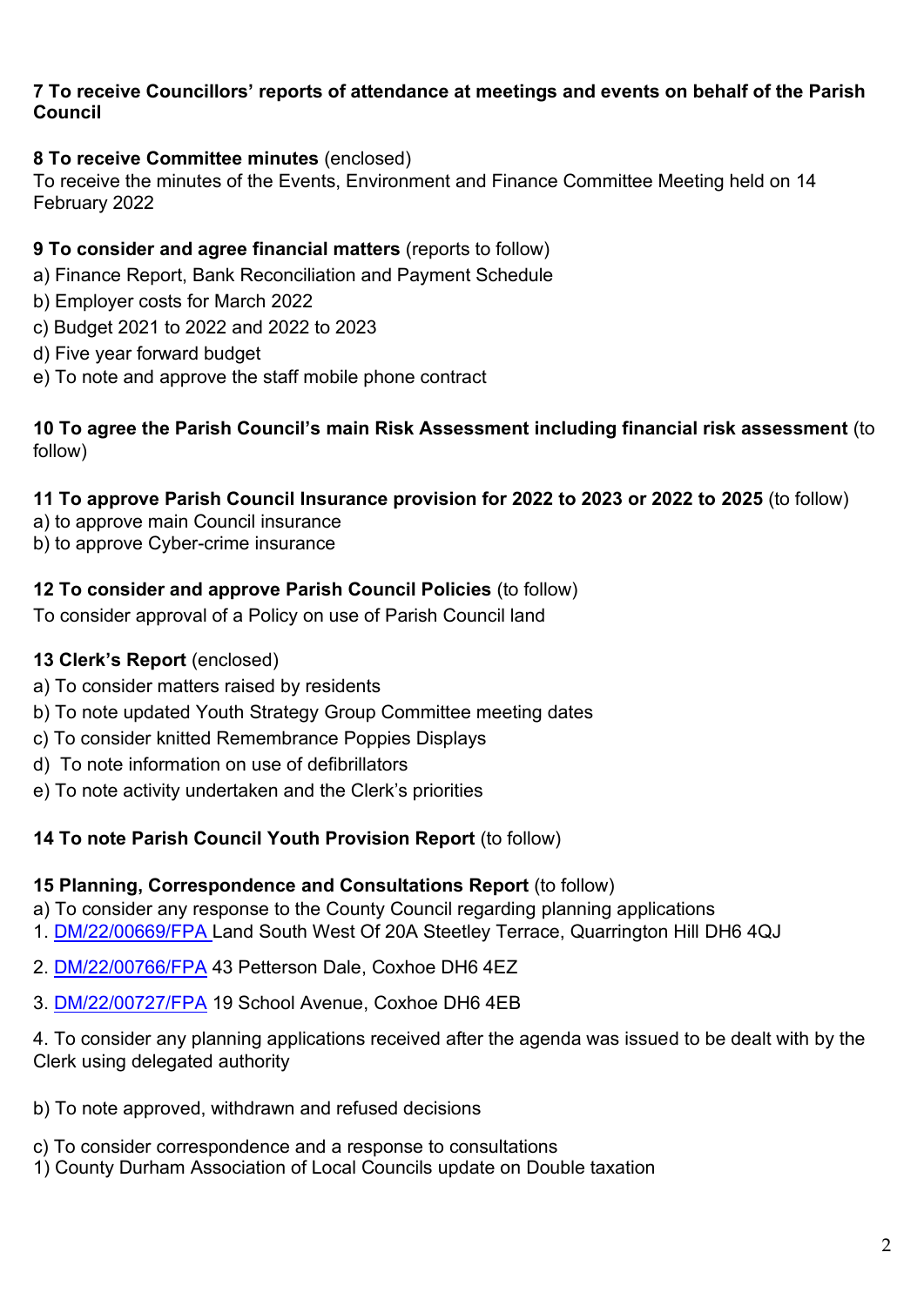**7 To receive Councillors' reports of attendance at meetings and events on behalf of the Parish Council**

**8 To receive Committee minutes** (enclosed)
To receive the minutes of the Events, Environment and Finance Committee Meeting held on 14 February 2022

**9 To consider and agree financial matters** (reports to follow)
a) Finance Report, Bank Reconciliation and Payment Schedule
b) Employer costs for March 2022
c) Budget 2021 to 2022 and 2022 to 2023
d) Five year forward budget
e) To note and approve the staff mobile phone contract

**10 To agree the Parish Council's main Risk Assessment including financial risk assessment** (to follow)

**11 To approve Parish Council Insurance provision for 2022 to 2023 or 2022 to 2025** (to follow)
a) to approve main Council insurance
b) to approve Cyber-crime insurance

**12 To consider and approve Parish Council Policies** (to follow)
To consider approval of a Policy on use of Parish Council land

**13 Clerk's Report** (enclosed)
a) To consider matters raised by residents
b) To note updated Youth Strategy Group Committee meeting dates
c) To consider knitted Remembrance Poppies Displays
d) To note information on use of defibrillators
e) To note activity undertaken and the Clerk's priorities

**14 To note Parish Council Youth Provision Report** (to follow)

**15 Planning, Correspondence and Consultations Report** (to follow)
a) To consider any response to the County Council regarding planning applications
1. DM/22/00669/FPA Land South West Of 20A Steetley Terrace, Quarrington Hill DH6 4QJ

2. DM/22/00766/FPA 43 Petterson Dale, Coxhoe DH6 4EZ

3. DM/22/00727/FPA 19 School Avenue, Coxhoe DH6 4EB

4. To consider any planning applications received after the agenda was issued to be dealt with by the Clerk using delegated authority

b) To note approved, withdrawn and refused decisions

c) To consider correspondence and a response to consultations
1) County Durham Association of Local Councils update on Double taxation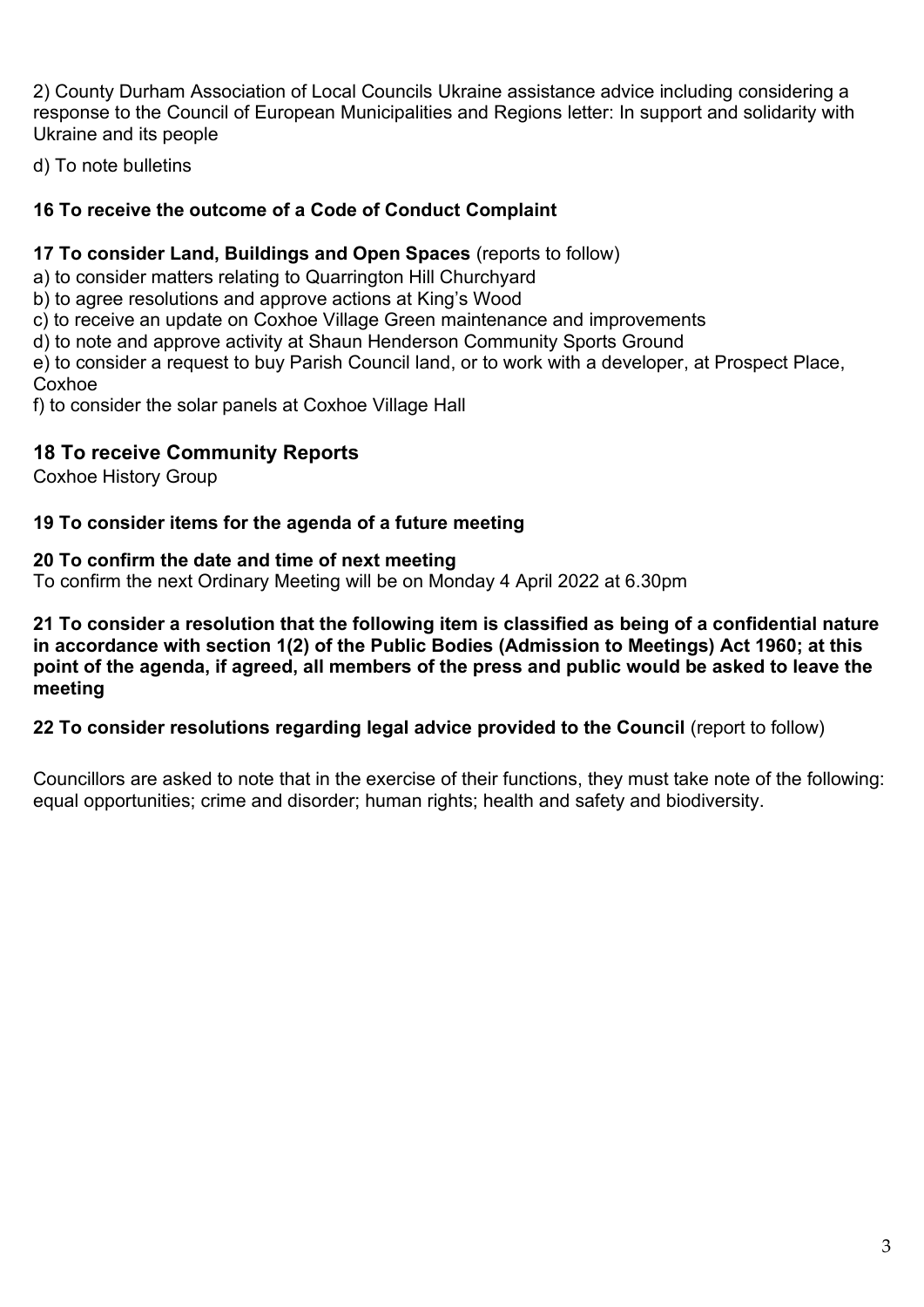2) County Durham Association of Local Councils Ukraine assistance advice including considering a response to the Council of European Municipalities and Regions letter: In support and solidarity with Ukraine and its people

d) To note bulletins

**16 To receive the outcome of a Code of Conduct Complaint**

**17 To consider Land, Buildings and Open Spaces** (reports to follow)

a) to consider matters relating to Quarrington Hill Churchyard
b) to agree resolutions and approve actions at King's Wood
c) to receive an update on Coxhoe Village Green maintenance and improvements
d) to note and approve activity at Shaun Henderson Community Sports Ground
e) to consider a request to buy Parish Council land, or to work with a developer, at Prospect Place, Coxhoe
f) to consider the solar panels at Coxhoe Village Hall

## 18 To receive Community Reports

Coxhoe History Group

**19 To consider items for the agenda of a future meeting**

**20 To confirm the date and time of next meeting**

To confirm the next Ordinary Meeting will be on Monday 4 April 2022 at 6.30pm

**21 To consider a resolution that the following item is classified as being of a confidential nature in accordance with section 1(2) of the Public Bodies (Admission to Meetings) Act 1960; at this point of the agenda, if agreed, all members of the press and public would be asked to leave the meeting**

**22 To consider resolutions regarding legal advice provided to the Council** (report to follow)

Councillors are asked to note that in the exercise of their functions, they must take note of the following: equal opportunities; crime and disorder; human rights; health and safety and biodiversity.